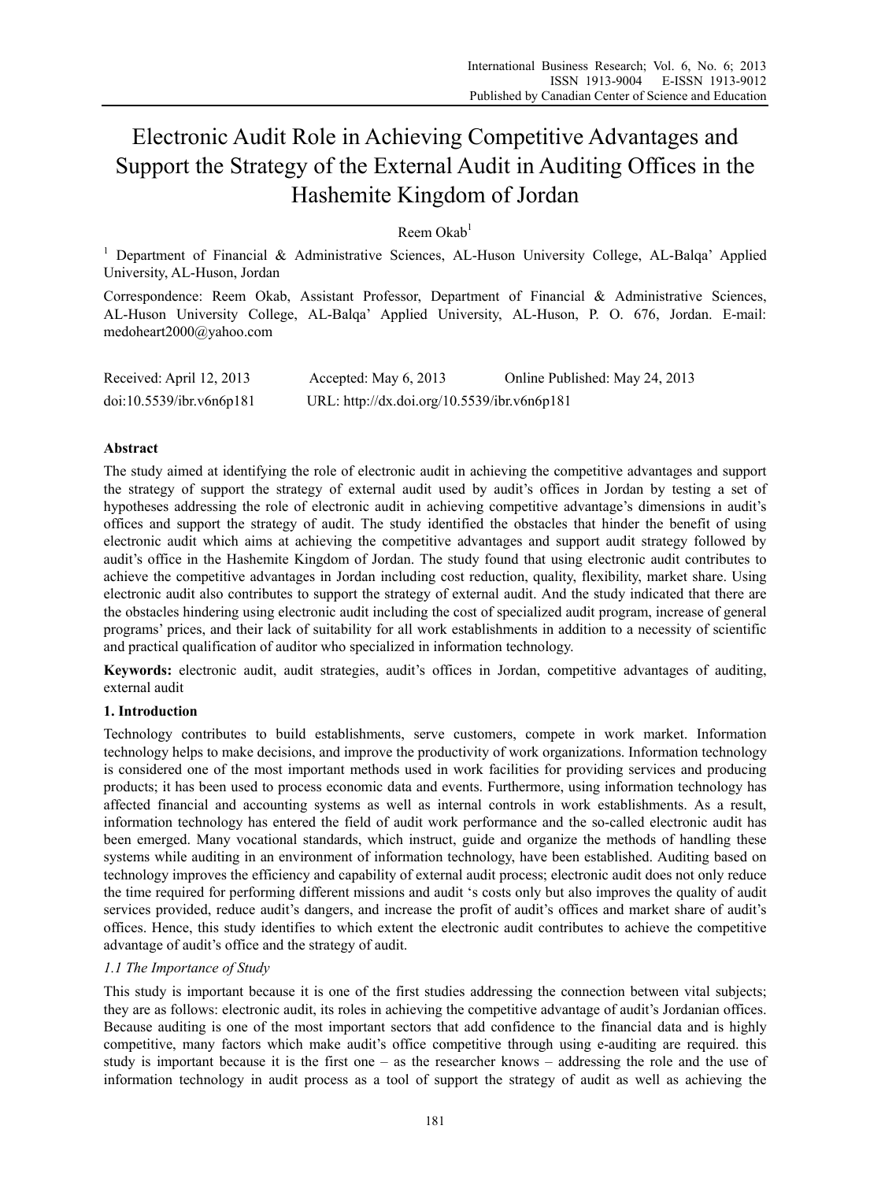# Electronic Audit Role in Achieving Competitive Advantages and Support the Strategy of the External Audit in Auditing Offices in the Hashemite Kingdom of Jordan

Reem Okab[1]

[1] Department of Financial & Administrative Sciences, AL-Huson University College, AL-Balqa' Applied University, AL-Huson, Jordan

Correspondence: Reem Okab, Assistant Professor, Department of Financial & Administrative Sciences, AL-Huson University College, AL-Balqa' Applied University, AL-Huson, P. O. 676, Jordan. E-mail: medoheart2000@yahoo.com

Received: April 12, 2013 Accepted: May 6, 2013 Online Published: May 24, 2013

doi:10.5539/ibr.v6n6p181 URL: http://dx.doi.org/10.5539/ibr.v6n6p181

## Abstract

The study aimed at identifying the role of electronic audit in achieving the competitive advantages and support the strategy of support the strategy of external audit used by audit's offices in Jordan by testing a set of hypotheses addressing the role of electronic audit in achieving competitive advantage's dimensions in audit's offices and support the strategy of audit. The study identified the obstacles that hinder the benefit of using electronic audit which aims at achieving the competitive advantages and support audit strategy followed by audit's office in the Hashemite Kingdom of Jordan. The study found that using electronic audit contributes to achieve the competitive advantages in Jordan including cost reduction, quality, flexibility, market share. Using electronic audit also contributes to support the strategy of external audit. And the study indicated that there are the obstacles hindering using electronic audit including the cost of specialized audit program, increase of general programs' prices, and their lack of suitability for all work establishments in addition to a necessity of scientific and practical qualification of auditor who specialized in information technology.

**Keywords:** electronic audit, audit strategies, audit's offices in Jordan, competitive advantages of auditing, external audit

## 1. Introduction

Technology contributes to build establishments, serve customers, compete in work market. Information technology helps to make decisions, and improve the productivity of work organizations. Information technology is considered one of the most important methods used in work facilities for providing services and producing products; it has been used to process economic data and events. Furthermore, using information technology has affected financial and accounting systems as well as internal controls in work establishments. As a result, information technology has entered the field of audit work performance and the so-called electronic audit has been emerged. Many vocational standards, which instruct, guide and organize the methods of handling these systems while auditing in an environment of information technology, have been established. Auditing based on technology improves the efficiency and capability of external audit process; electronic audit does not only reduce the time required for performing different missions and audit 's costs only but also improves the quality of audit services provided, reduce audit's dangers, and increase the profit of audit's offices and market share of audit's offices. Hence, this study identifies to which extent the electronic audit contributes to achieve the competitive advantage of audit's office and the strategy of audit.

### *1.1 The Importance of Study*

This study is important because it is one of the first studies addressing the connection between vital subjects; they are as follows: electronic audit, its roles in achieving the competitive advantage of audit's Jordanian offices. Because auditing is one of the most important sectors that add confidence to the financial data and is highly competitive, many factors which make audit's office competitive through using e-auditing are required. this study is important because it is the first one – as the researcher knows – addressing the role and the use of information technology in audit process as a tool of support the strategy of audit as well as achieving the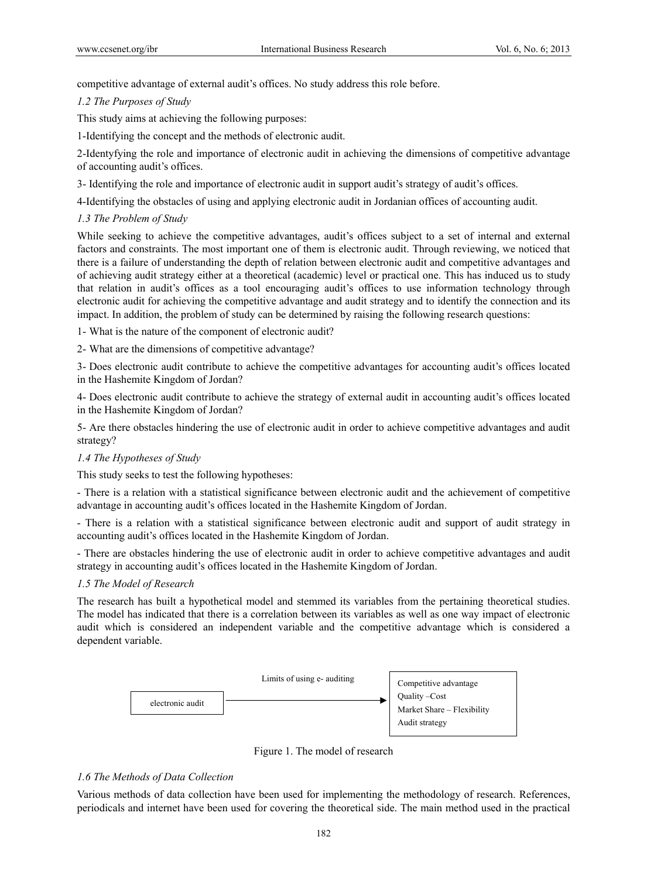competitive advantage of external audit's offices. No study address this role before.

### *1.2 The Purposes of Study*

This study aims at achieving the following purposes:

1-Identifying the concept and the methods of electronic audit.

2-Identyfying the role and importance of electronic audit in achieving the dimensions of competitive advantage of accounting audit's offices.

3- Identifying the role and importance of electronic audit in support audit's strategy of audit's offices.

4-Identifying the obstacles of using and applying electronic audit in Jordanian offices of accounting audit.

### *1.3 The Problem of Study*

While seeking to achieve the competitive advantages, audit's offices subject to a set of internal and external factors and constraints. The most important one of them is electronic audit. Through reviewing, we noticed that there is a failure of understanding the depth of relation between electronic audit and competitive advantages and of achieving audit strategy either at a theoretical (academic) level or practical one. This has induced us to study that relation in audit's offices as a tool encouraging audit's offices to use information technology through electronic audit for achieving the competitive advantage and audit strategy and to identify the connection and its impact. In addition, the problem of study can be determined by raising the following research questions:

1- What is the nature of the component of electronic audit?

2- What are the dimensions of competitive advantage?

3- Does electronic audit contribute to achieve the competitive advantages for accounting audit's offices located in the Hashemite Kingdom of Jordan?

4- Does electronic audit contribute to achieve the strategy of external audit in accounting audit's offices located in the Hashemite Kingdom of Jordan?

5- Are there obstacles hindering the use of electronic audit in order to achieve competitive advantages and audit strategy?

### *1.4 The Hypotheses of Study*

This study seeks to test the following hypotheses:

- There is a relation with a statistical significance between electronic audit and the achievement of competitive advantage in accounting audit's offices located in the Hashemite Kingdom of Jordan.

- There is a relation with a statistical significance between electronic audit and support of audit strategy in accounting audit's offices located in the Hashemite Kingdom of Jordan.

- There are obstacles hindering the use of electronic audit in order to achieve competitive advantages and audit strategy in accounting audit's offices located in the Hashemite Kingdom of Jordan.

### *1.5 The Model of Research*

The research has built a hypothetical model and stemmed its variables from the pertaining theoretical studies. The model has indicated that there is a correlation between its variables as well as one way impact of electronic audit which is considered an independent variable and the competitive advantage which is considered a dependent variable.

electronic audit → (Limits of using e- auditing) → Competitive advantage: Quality –Cost, Market Share – Flexibility, Audit strategy

Figure 1. The model of research

### *1.6 The Methods of Data Collection*

Various methods of data collection have been used for implementing the methodology of research. References, periodicals and internet have been used for covering the theoretical side. The main method used in the practical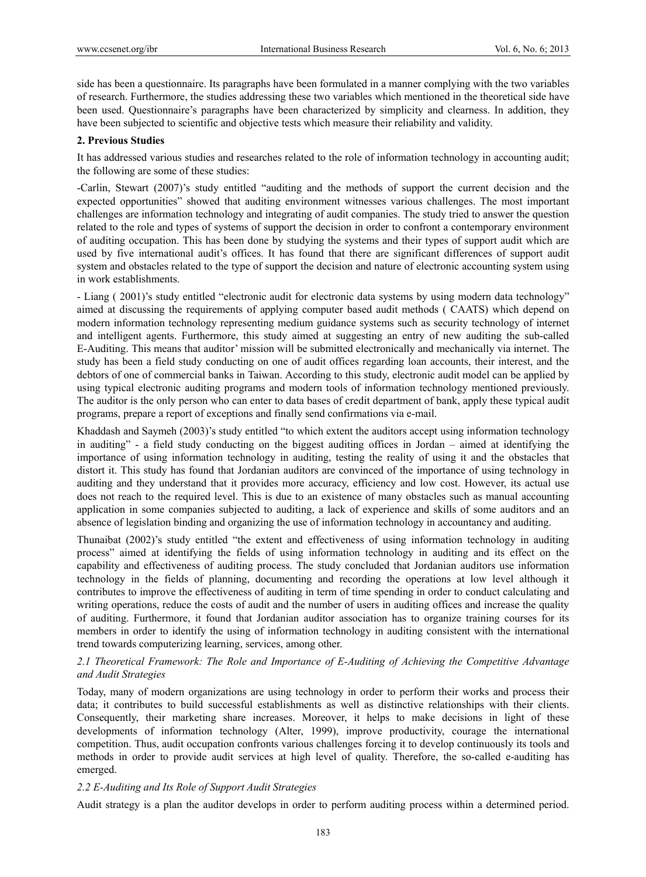side has been a questionnaire. Its paragraphs have been formulated in a manner complying with the two variables of research. Furthermore, the studies addressing these two variables which mentioned in the theoretical side have been used. Questionnaire's paragraphs have been characterized by simplicity and clearness. In addition, they have been subjected to scientific and objective tests which measure their reliability and validity.

## 2. Previous Studies

It has addressed various studies and researches related to the role of information technology in accounting audit; the following are some of these studies:

-Carlin, Stewart (2007)'s study entitled "auditing and the methods of support the current decision and the expected opportunities" showed that auditing environment witnesses various challenges. The most important challenges are information technology and integrating of audit companies. The study tried to answer the question related to the role and types of systems of support the decision in order to confront a contemporary environment of auditing occupation. This has been done by studying the systems and their types of support audit which are used by five international audit's offices. It has found that there are significant differences of support audit system and obstacles related to the type of support the decision and nature of electronic accounting system using in work establishments.

- Liang ( 2001)'s study entitled "electronic audit for electronic data systems by using modern data technology" aimed at discussing the requirements of applying computer based audit methods ( CAATS) which depend on modern information technology representing medium guidance systems such as security technology of internet and intelligent agents. Furthermore, this study aimed at suggesting an entry of new auditing the sub-called E-Auditing. This means that auditor' mission will be submitted electronically and mechanically via internet. The study has been a field study conducting on one of audit offices regarding loan accounts, their interest, and the debtors of one of commercial banks in Taiwan. According to this study, electronic audit model can be applied by using typical electronic auditing programs and modern tools of information technology mentioned previously. The auditor is the only person who can enter to data bases of credit department of bank, apply these typical audit programs, prepare a report of exceptions and finally send confirmations via e-mail.

Khaddash and Saymeh (2003)'s study entitled "to which extent the auditors accept using information technology in auditing" - a field study conducting on the biggest auditing offices in Jordan – aimed at identifying the importance of using information technology in auditing, testing the reality of using it and the obstacles that distort it. This study has found that Jordanian auditors are convinced of the importance of using technology in auditing and they understand that it provides more accuracy, efficiency and low cost. However, its actual use does not reach to the required level. This is due to an existence of many obstacles such as manual accounting application in some companies subjected to auditing, a lack of experience and skills of some auditors and an absence of legislation binding and organizing the use of information technology in accountancy and auditing.

Thunaibat (2002)'s study entitled "the extent and effectiveness of using information technology in auditing process" aimed at identifying the fields of using information technology in auditing and its effect on the capability and effectiveness of auditing process. The study concluded that Jordanian auditors use information technology in the fields of planning, documenting and recording the operations at low level although it contributes to improve the effectiveness of auditing in term of time spending in order to conduct calculating and writing operations, reduce the costs of audit and the number of users in auditing offices and increase the quality of auditing. Furthermore, it found that Jordanian auditor association has to organize training courses for its members in order to identify the using of information technology in auditing consistent with the international trend towards computerizing learning, services, among other.

### *2.1 Theoretical Framework: The Role and Importance of E-Auditing of Achieving the Competitive Advantage and Audit Strategies*

Today, many of modern organizations are using technology in order to perform their works and process their data; it contributes to build successful establishments as well as distinctive relationships with their clients. Consequently, their marketing share increases. Moreover, it helps to make decisions in light of these developments of information technology (Alter, 1999), improve productivity, courage the international competition. Thus, audit occupation confronts various challenges forcing it to develop continuously its tools and methods in order to provide audit services at high level of quality. Therefore, the so-called e-auditing has emerged.

### *2.2 E-Auditing and Its Role of Support Audit Strategies*

Audit strategy is a plan the auditor develops in order to perform auditing process within a determined period.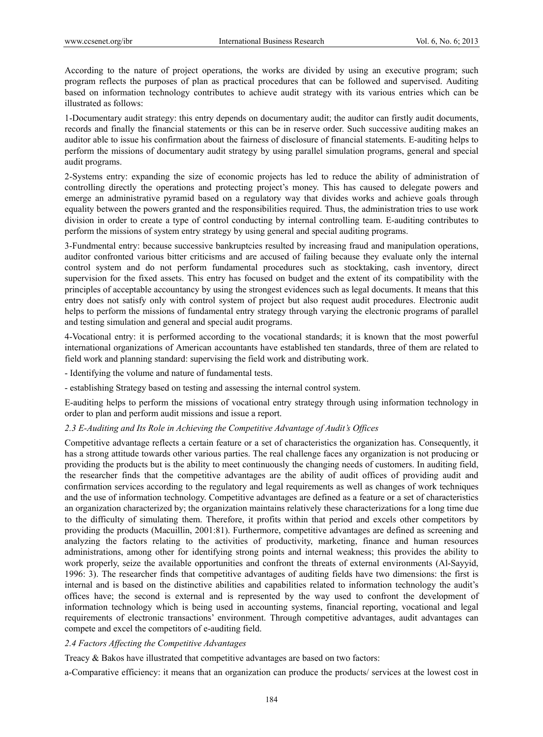According to the nature of project operations, the works are divided by using an executive program; such program reflects the purposes of plan as practical procedures that can be followed and supervised. Auditing based on information technology contributes to achieve audit strategy with its various entries which can be illustrated as follows:

1-Documentary audit strategy: this entry depends on documentary audit; the auditor can firstly audit documents, records and finally the financial statements or this can be in reserve order. Such successive auditing makes an auditor able to issue his confirmation about the fairness of disclosure of financial statements. E-auditing helps to perform the missions of documentary audit strategy by using parallel simulation programs, general and special audit programs.

2-Systems entry: expanding the size of economic projects has led to reduce the ability of administration of controlling directly the operations and protecting project's money. This has caused to delegate powers and emerge an administrative pyramid based on a regulatory way that divides works and achieve goals through equality between the powers granted and the responsibilities required. Thus, the administration tries to use work division in order to create a type of control conducting by internal controlling team. E-auditing contributes to perform the missions of system entry strategy by using general and special auditing programs.

3-Fundmental entry: because successive bankruptcies resulted by increasing fraud and manipulation operations, auditor confronted various bitter criticisms and are accused of failing because they evaluate only the internal control system and do not perform fundamental procedures such as stocktaking, cash inventory, direct supervision for the fixed assets. This entry has focused on budget and the extent of its compatibility with the principles of acceptable accountancy by using the strongest evidences such as legal documents. It means that this entry does not satisfy only with control system of project but also request audit procedures. Electronic audit helps to perform the missions of fundamental entry strategy through varying the electronic programs of parallel and testing simulation and general and special audit programs.

4-Vocational entry: it is performed according to the vocational standards; it is known that the most powerful international organizations of American accountants have established ten standards, three of them are related to field work and planning standard: supervising the field work and distributing work.

- Identifying the volume and nature of fundamental tests.
- establishing Strategy based on testing and assessing the internal control system.

E-auditing helps to perform the missions of vocational entry strategy through using information technology in order to plan and perform audit missions and issue a report.

### *2.3 E-Auditing and Its Role in Achieving the Competitive Advantage of Audit's Offices*

Competitive advantage reflects a certain feature or a set of characteristics the organization has. Consequently, it has a strong attitude towards other various parties. The real challenge faces any organization is not producing or providing the products but is the ability to meet continuously the changing needs of customers. In auditing field, the researcher finds that the competitive advantages are the ability of audit offices of providing audit and confirmation services according to the regulatory and legal requirements as well as changes of work techniques and the use of information technology. Competitive advantages are defined as a feature or a set of characteristics an organization characterized by; the organization maintains relatively these characterizations for a long time due to the difficulty of simulating them. Therefore, it profits within that period and excels other competitors by providing the products (Macuillin, 2001:81). Furthermore, competitive advantages are defined as screening and analyzing the factors relating to the activities of productivity, marketing, finance and human resources administrations, among other for identifying strong points and internal weakness; this provides the ability to work properly, seize the available opportunities and confront the threats of external environments (Al-Sayyid, 1996: 3). The researcher finds that competitive advantages of auditing fields have two dimensions: the first is internal and is based on the distinctive abilities and capabilities related to information technology the audit's offices have; the second is external and is represented by the way used to confront the development of information technology which is being used in accounting systems, financial reporting, vocational and legal requirements of electronic transactions' environment. Through competitive advantages, audit advantages can compete and excel the competitors of e-auditing field.

### *2.4 Factors Affecting the Competitive Advantages*

Treacy & Bakos have illustrated that competitive advantages are based on two factors:

a-Comparative efficiency: it means that an organization can produce the products/ services at the lowest cost in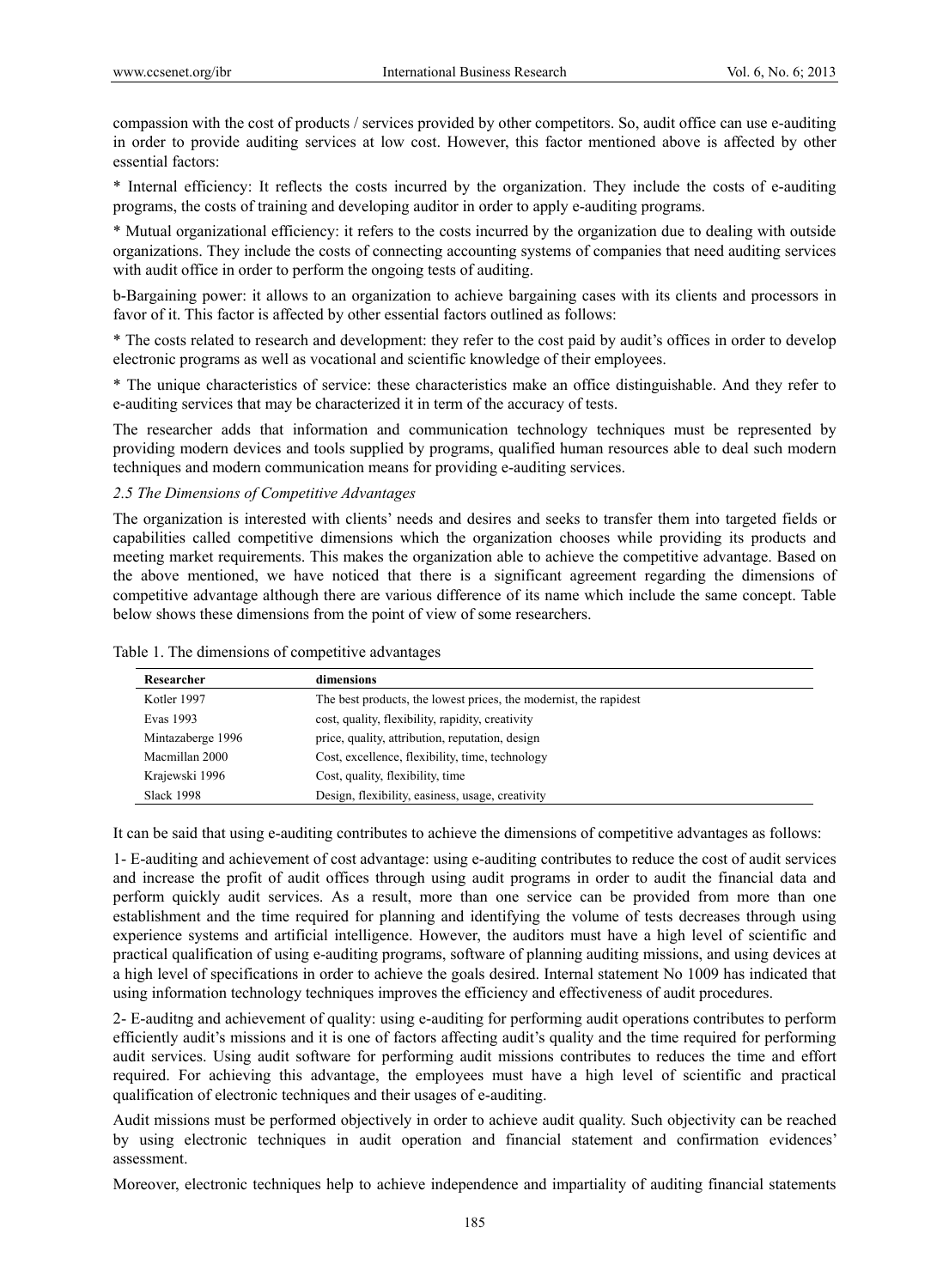compassion with the cost of products / services provided by other competitors. So, audit office can use e-auditing in order to provide auditing services at low cost. However, this factor mentioned above is affected by other essential factors:

* Internal efficiency: It reflects the costs incurred by the organization. They include the costs of e-auditing programs, the costs of training and developing auditor in order to apply e-auditing programs.

* Mutual organizational efficiency: it refers to the costs incurred by the organization due to dealing with outside organizations. They include the costs of connecting accounting systems of companies that need auditing services with audit office in order to perform the ongoing tests of auditing.

b-Bargaining power: it allows to an organization to achieve bargaining cases with its clients and processors in favor of it. This factor is affected by other essential factors outlined as follows:

* The costs related to research and development: they refer to the cost paid by audit's offices in order to develop electronic programs as well as vocational and scientific knowledge of their employees.

* The unique characteristics of service: these characteristics make an office distinguishable. And they refer to e-auditing services that may be characterized it in term of the accuracy of tests.

The researcher adds that information and communication technology techniques must be represented by providing modern devices and tools supplied by programs, qualified human resources able to deal such modern techniques and modern communication means for providing e-auditing services.

### *2.5 The Dimensions of Competitive Advantages*

The organization is interested with clients' needs and desires and seeks to transfer them into targeted fields or capabilities called competitive dimensions which the organization chooses while providing its products and meeting market requirements. This makes the organization able to achieve the competitive advantage. Based on the above mentioned, we have noticed that there is a significant agreement regarding the dimensions of competitive advantage although there are various difference of its name which include the same concept. Table below shows these dimensions from the point of view of some researchers.

Table 1. The dimensions of competitive advantages

| Researcher | dimensions |
|---|---|
| Kotler 1997 | The best products, the lowest prices, the modernist, the rapidest |
| Evas 1993 | cost, quality, flexibility, rapidity, creativity |
| Mintazaberge 1996 | price, quality, attribution, reputation, design |
| Macmillan 2000 | Cost, excellence, flexibility, time, technology |
| Krajewski 1996 | Cost, quality, flexibility, time |
| Slack 1998 | Design, flexibility, easiness, usage, creativity |

It can be said that using e-auditing contributes to achieve the dimensions of competitive advantages as follows:

1- E-auditing and achievement of cost advantage: using e-auditing contributes to reduce the cost of audit services and increase the profit of audit offices through using audit programs in order to audit the financial data and perform quickly audit services. As a result, more than one service can be provided from more than one establishment and the time required for planning and identifying the volume of tests decreases through using experience systems and artificial intelligence. However, the auditors must have a high level of scientific and practical qualification of using e-auditing programs, software of planning auditing missions, and using devices at a high level of specifications in order to achieve the goals desired. Internal statement No 1009 has indicated that using information technology techniques improves the efficiency and effectiveness of audit procedures.

2- E-auditng and achievement of quality: using e-auditing for performing audit operations contributes to perform efficiently audit's missions and it is one of factors affecting audit's quality and the time required for performing audit services. Using audit software for performing audit missions contributes to reduces the time and effort required. For achieving this advantage, the employees must have a high level of scientific and practical qualification of electronic techniques and their usages of e-auditing.

Audit missions must be performed objectively in order to achieve audit quality. Such objectivity can be reached by using electronic techniques in audit operation and financial statement and confirmation evidences' assessment.

Moreover, electronic techniques help to achieve independence and impartiality of auditing financial statements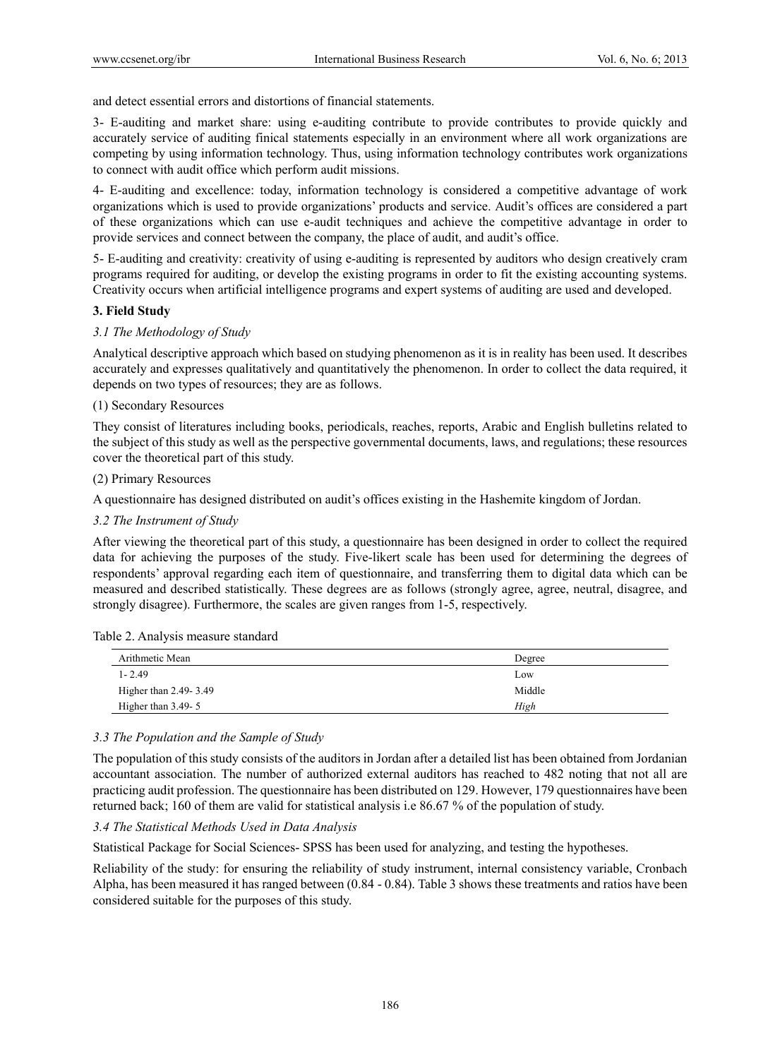and detect essential errors and distortions of financial statements.

3- E-auditing and market share: using e-auditing contribute to provide contributes to provide quickly and accurately service of auditing finical statements especially in an environment where all work organizations are competing by using information technology. Thus, using information technology contributes work organizations to connect with audit office which perform audit missions.

4- E-auditing and excellence: today, information technology is considered a competitive advantage of work organizations which is used to provide organizations' products and service. Audit's offices are considered a part of these organizations which can use e-audit techniques and achieve the competitive advantage in order to provide services and connect between the company, the place of audit, and audit's office.

5- E-auditing and creativity: creativity of using e-auditing is represented by auditors who design creatively cram programs required for auditing, or develop the existing programs in order to fit the existing accounting systems. Creativity occurs when artificial intelligence programs and expert systems of auditing are used and developed.

## 3. Field Study

### *3.1 The Methodology of Study*

Analytical descriptive approach which based on studying phenomenon as it is in reality has been used. It describes accurately and expresses qualitatively and quantitatively the phenomenon. In order to collect the data required, it depends on two types of resources; they are as follows.

(1) Secondary Resources

They consist of literatures including books, periodicals, reaches, reports, Arabic and English bulletins related to the subject of this study as well as the perspective governmental documents, laws, and regulations; these resources cover the theoretical part of this study.

(2) Primary Resources

A questionnaire has designed distributed on audit's offices existing in the Hashemite kingdom of Jordan.

### *3.2 The Instrument of Study*

After viewing the theoretical part of this study, a questionnaire has been designed in order to collect the required data for achieving the purposes of the study. Five-likert scale has been used for determining the degrees of respondents' approval regarding each item of questionnaire, and transferring them to digital data which can be measured and described statistically. These degrees are as follows (strongly agree, agree, neutral, disagree, and strongly disagree). Furthermore, the scales are given ranges from 1-5, respectively.

Table 2. Analysis measure standard

| Arithmetic Mean | Degree |
|---|---|
| 1- 2.49 | Low |
| Higher than 2.49- 3.49 | Middle |
| Higher than 3.49- 5 | *High* |

### *3.3 The Population and the Sample of Study*

The population of this study consists of the auditors in Jordan after a detailed list has been obtained from Jordanian accountant association. The number of authorized external auditors has reached to 482 noting that not all are practicing audit profession. The questionnaire has been distributed on 129. However, 179 questionnaires have been returned back; 160 of them are valid for statistical analysis i.e 86.67 % of the population of study.

### *3.4 The Statistical Methods Used in Data Analysis*

Statistical Package for Social Sciences- SPSS has been used for analyzing, and testing the hypotheses.

Reliability of the study: for ensuring the reliability of study instrument, internal consistency variable, Cronbach Alpha, has been measured it has ranged between (0.84 - 0.84). Table 3 shows these treatments and ratios have been considered suitable for the purposes of this study.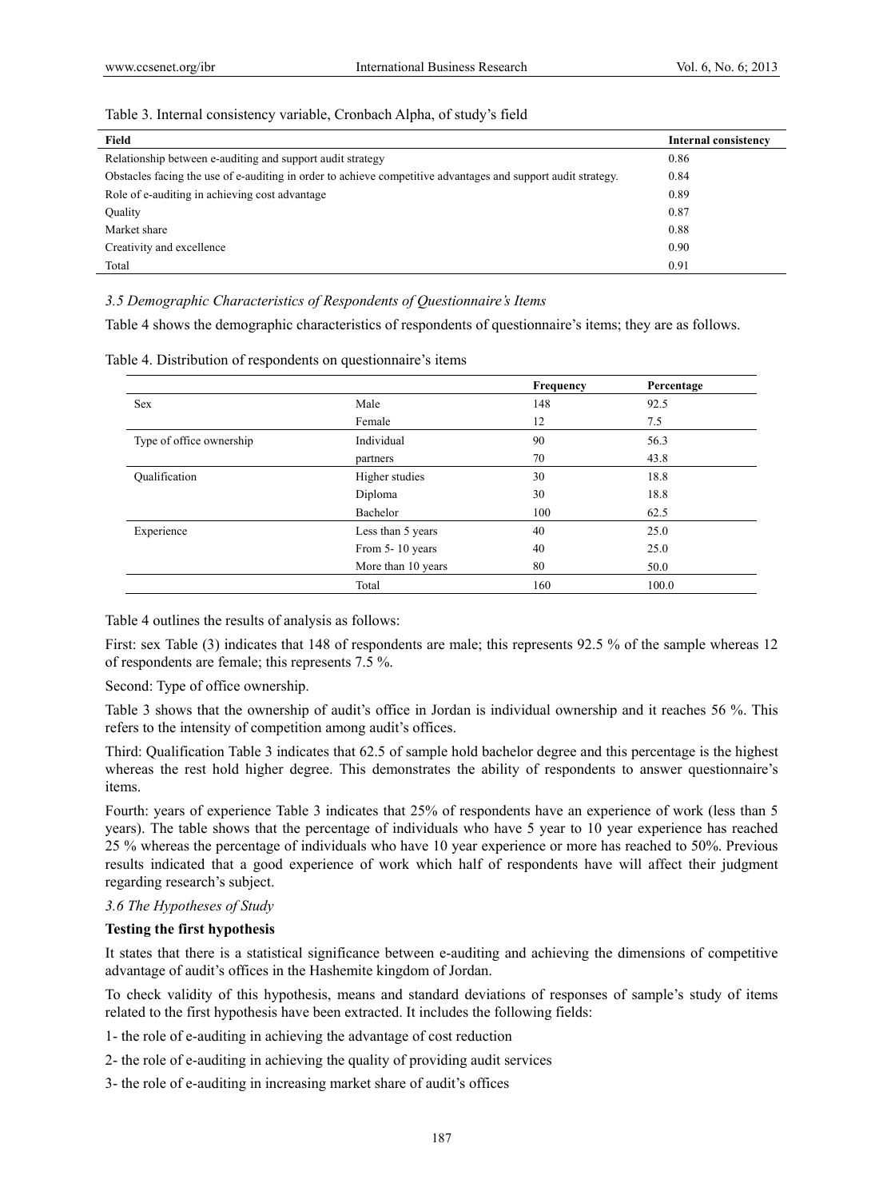Table 3. Internal consistency variable, Cronbach Alpha, of study's field

| Field | Internal consistency |
|---|---|
| Relationship between e-auditing and support audit strategy | 0.86 |
| Obstacles facing the use of e-auditing in order to achieve competitive advantages and support audit strategy. | 0.84 |
| Role of e-auditing in achieving cost advantage | 0.89 |
| Quality | 0.87 |
| Market share | 0.88 |
| Creativity and excellence | 0.90 |
| Total | 0.91 |

### *3.5 Demographic Characteristics of Respondents of Questionnaire's Items*

Table 4 shows the demographic characteristics of respondents of questionnaire's items; they are as follows.

Table 4. Distribution of respondents on questionnaire's items

| | | Frequency | Percentage |
|---|---|---|---|
| Sex | Male | 148 | 92.5 |
| | Female | 12 | 7.5 |
| Type of office ownership | Individual | 90 | 56.3 |
| | partners | 70 | 43.8 |
| Qualification | Higher studies | 30 | 18.8 |
| | Diploma | 30 | 18.8 |
| | Bachelor | 100 | 62.5 |
| Experience | Less than 5 years | 40 | 25.0 |
| | From 5- 10 years | 40 | 25.0 |
| | More than 10 years | 80 | 50.0 |
| | Total | 160 | 100.0 |

Table 4 outlines the results of analysis as follows:

First: sex Table (3) indicates that 148 of respondents are male; this represents 92.5 % of the sample whereas 12 of respondents are female; this represents 7.5 %.

Second: Type of office ownership.

Table 3 shows that the ownership of audit's office in Jordan is individual ownership and it reaches 56 %. This refers to the intensity of competition among audit's offices.

Third: Qualification Table 3 indicates that 62.5 of sample hold bachelor degree and this percentage is the highest whereas the rest hold higher degree. This demonstrates the ability of respondents to answer questionnaire's items.

Fourth: years of experience Table 3 indicates that 25% of respondents have an experience of work (less than 5 years). The table shows that the percentage of individuals who have 5 year to 10 year experience has reached 25 % whereas the percentage of individuals who have 10 year experience or more has reached to 50%. Previous results indicated that a good experience of work which half of respondents have will affect their judgment regarding research's subject.

### *3.6 The Hypotheses of Study*

**Testing the first hypothesis**

It states that there is a statistical significance between e-auditing and achieving the dimensions of competitive advantage of audit's offices in the Hashemite kingdom of Jordan.

To check validity of this hypothesis, means and standard deviations of responses of sample's study of items related to the first hypothesis have been extracted. It includes the following fields:

1- the role of e-auditing in achieving the advantage of cost reduction

2- the role of e-auditing in achieving the quality of providing audit services

3- the role of e-auditing in increasing market share of audit's offices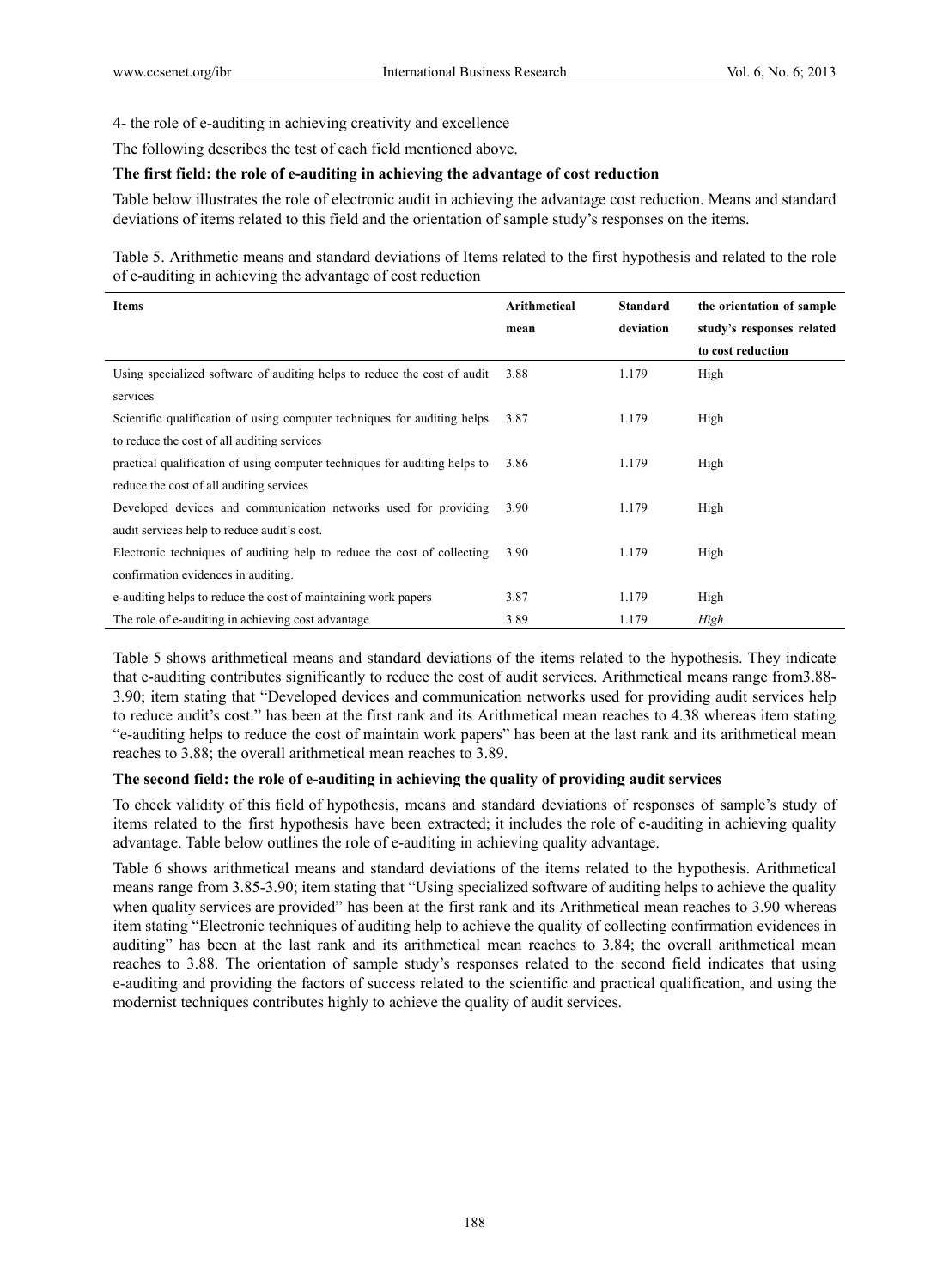4- the role of e-auditing in achieving creativity and excellence

The following describes the test of each field mentioned above.

**The first field: the role of e-auditing in achieving the advantage of cost reduction**

Table below illustrates the role of electronic audit in achieving the advantage cost reduction. Means and standard deviations of items related to this field and the orientation of sample study's responses on the items.

Table 5. Arithmetic means and standard deviations of Items related to the first hypothesis and related to the role of e-auditing in achieving the advantage of cost reduction

| Items | Arithmetical mean | Standard deviation | the orientation of sample study's responses related to cost reduction |
|---|---|---|---|
| Using specialized software of auditing helps to reduce the cost of audit services | 3.88 | 1.179 | High |
| Scientific qualification of using computer techniques for auditing helps to reduce the cost of all auditing services | 3.87 | 1.179 | High |
| practical qualification of using computer techniques for auditing helps to reduce the cost of all auditing services | 3.86 | 1.179 | High |
| Developed devices and communication networks used for providing audit services help to reduce audit's cost. | 3.90 | 1.179 | High |
| Electronic techniques of auditing help to reduce the cost of collecting confirmation evidences in auditing. | 3.90 | 1.179 | High |
| e-auditing helps to reduce the cost of maintaining work papers | 3.87 | 1.179 | High |
| The role of e-auditing in achieving cost advantage | 3.89 | 1.179 | *High* |

Table 5 shows arithmetical means and standard deviations of the items related to the hypothesis. They indicate that e-auditing contributes significantly to reduce the cost of audit services. Arithmetical means range from3.88-3.90; item stating that "Developed devices and communication networks used for providing audit services help to reduce audit's cost." has been at the first rank and its Arithmetical mean reaches to 4.38 whereas item stating "e-auditing helps to reduce the cost of maintain work papers" has been at the last rank and its arithmetical mean reaches to 3.88; the overall arithmetical mean reaches to 3.89.

**The second field: the role of e-auditing in achieving the quality of providing audit services**

To check validity of this field of hypothesis, means and standard deviations of responses of sample's study of items related to the first hypothesis have been extracted; it includes the role of e-auditing in achieving quality advantage. Table below outlines the role of e-auditing in achieving quality advantage.

Table 6 shows arithmetical means and standard deviations of the items related to the hypothesis. Arithmetical means range from 3.85-3.90; item stating that "Using specialized software of auditing helps to achieve the quality when quality services are provided" has been at the first rank and its Arithmetical mean reaches to 3.90 whereas item stating "Electronic techniques of auditing help to achieve the quality of collecting confirmation evidences in auditing" has been at the last rank and its arithmetical mean reaches to 3.84; the overall arithmetical mean reaches to 3.88. The orientation of sample study's responses related to the second field indicates that using e-auditing and providing the factors of success related to the scientific and practical qualification, and using the modernist techniques contributes highly to achieve the quality of audit services.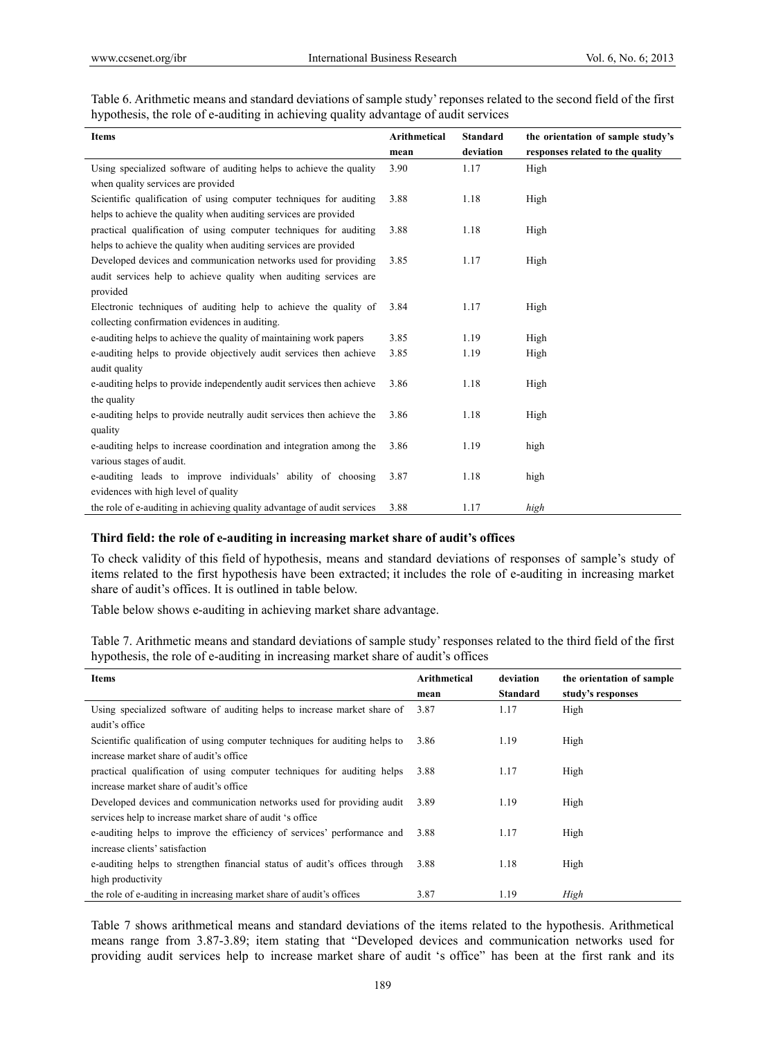Table 6. Arithmetic means and standard deviations of sample study' reponses related to the second field of the first hypothesis, the role of e-auditing in achieving quality advantage of audit services

| Items | Arithmetical mean | Standard deviation | the orientation of sample study's responses related to the quality |
|---|---|---|---|
| Using specialized software of auditing helps to achieve the quality when quality services are provided | 3.90 | 1.17 | High |
| Scientific qualification of using computer techniques for auditing helps to achieve the quality when auditing services are provided | 3.88 | 1.18 | High |
| practical qualification of using computer techniques for auditing helps to achieve the quality when auditing services are provided | 3.88 | 1.18 | High |
| Developed devices and communication networks used for providing audit services help to achieve quality when auditing services are provided | 3.85 | 1.17 | High |
| Electronic techniques of auditing help to achieve the quality of collecting confirmation evidences in auditing. | 3.84 | 1.17 | High |
| e-auditing helps to achieve the quality of maintaining work papers | 3.85 | 1.19 | High |
| e-auditing helps to provide objectively audit services then achieve audit quality | 3.85 | 1.19 | High |
| e-auditing helps to provide independently audit services then achieve the quality | 3.86 | 1.18 | High |
| e-auditing helps to provide neutrally audit services then achieve the quality | 3.86 | 1.18 | High |
| e-auditing helps to increase coordination and integration among the various stages of audit. | 3.86 | 1.19 | high |
| e-auditing leads to improve individuals' ability of choosing evidences with high level of quality | 3.87 | 1.18 | high |
| the role of e-auditing in achieving quality advantage of audit services | 3.88 | 1.17 | *high* |

**Third field: the role of e-auditing in increasing market share of audit's offices**

To check validity of this field of hypothesis, means and standard deviations of responses of sample's study of items related to the first hypothesis have been extracted; it includes the role of e-auditing in increasing market share of audit's offices. It is outlined in table below.

Table below shows e-auditing in achieving market share advantage.

Table 7. Arithmetic means and standard deviations of sample study' responses related to the third field of the first hypothesis, the role of e-auditing in increasing market share of audit's offices

| Items | Arithmetical mean | deviation Standard | the orientation of sample study's responses |
|---|---|---|---|
| Using specialized software of auditing helps to increase market share of audit's office | 3.87 | 1.17 | High |
| Scientific qualification of using computer techniques for auditing helps to increase market share of audit's office | 3.86 | 1.19 | High |
| practical qualification of using computer techniques for auditing helps increase market share of audit's office | 3.88 | 1.17 | High |
| Developed devices and communication networks used for providing audit services help to increase market share of audit 's office | 3.89 | 1.19 | High |
| e-auditing helps to improve the efficiency of services' performance and increase clients' satisfaction | 3.88 | 1.17 | High |
| e-auditing helps to strengthen financial status of audit's offices through high productivity | 3.88 | 1.18 | High |
| the role of e-auditing in increasing market share of audit's offices | 3.87 | 1.19 | *High* |

Table 7 shows arithmetical means and standard deviations of the items related to the hypothesis. Arithmetical means range from 3.87-3.89; item stating that "Developed devices and communication networks used for providing audit services help to increase market share of audit 's office" has been at the first rank and its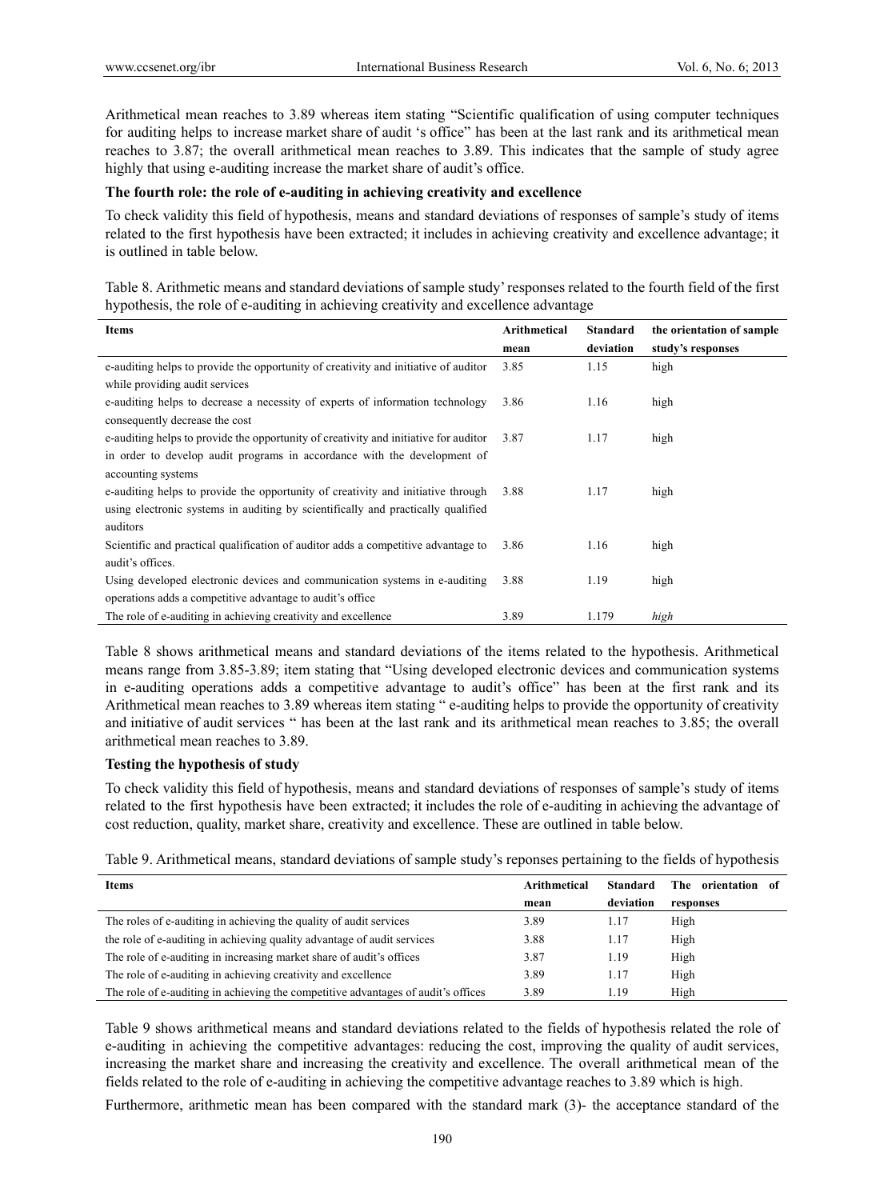Arithmetical mean reaches to 3.89 whereas item stating "Scientific qualification of using computer techniques for auditing helps to increase market share of audit 's office" has been at the last rank and its arithmetical mean reaches to 3.87; the overall arithmetical mean reaches to 3.89. This indicates that the sample of study agree highly that using e-auditing increase the market share of audit's office.

**The fourth role: the role of e-auditing in achieving creativity and excellence**

To check validity this field of hypothesis, means and standard deviations of responses of sample's study of items related to the first hypothesis have been extracted; it includes in achieving creativity and excellence advantage; it is outlined in table below.

Table 8. Arithmetic means and standard deviations of sample study' responses related to the fourth field of the first hypothesis, the role of e-auditing in achieving creativity and excellence advantage

| Items | Arithmetical mean | Standard deviation | the orientation of sample study's responses |
|---|---|---|---|
| e-auditing helps to provide the opportunity of creativity and initiative of auditor while providing audit services | 3.85 | 1.15 | high |
| e-auditing helps to decrease a necessity of experts of information technology consequently decrease the cost | 3.86 | 1.16 | high |
| e-auditing helps to provide the opportunity of creativity and initiative for auditor in order to develop audit programs in accordance with the development of accounting systems | 3.87 | 1.17 | high |
| e-auditing helps to provide the opportunity of creativity and initiative through using electronic systems in auditing by scientifically and practically qualified auditors | 3.88 | 1.17 | high |
| Scientific and practical qualification of auditor adds a competitive advantage to audit's offices. | 3.86 | 1.16 | high |
| Using developed electronic devices and communication systems in e-auditing operations adds a competitive advantage to audit's office | 3.88 | 1.19 | high |
| The role of e-auditing in achieving creativity and excellence | 3.89 | 1.179 | *high* |

Table 8 shows arithmetical means and standard deviations of the items related to the hypothesis. Arithmetical means range from 3.85-3.89; item stating that "Using developed electronic devices and communication systems in e-auditing operations adds a competitive advantage to audit's office" has been at the first rank and its Arithmetical mean reaches to 3.89 whereas item stating " e-auditing helps to provide the opportunity of creativity and initiative of audit services " has been at the last rank and its arithmetical mean reaches to 3.85; the overall arithmetical mean reaches to 3.89.

**Testing the hypothesis of study**

To check validity this field of hypothesis, means and standard deviations of responses of sample's study of items related to the first hypothesis have been extracted; it includes the role of e-auditing in achieving the advantage of cost reduction, quality, market share, creativity and excellence. These are outlined in table below.

Table 9. Arithmetical means, standard deviations of sample study's reponses pertaining to the fields of hypothesis

| Items | Arithmetical mean | Standard deviation | The orientation of responses |
|---|---|---|---|
| The roles of e-auditing in achieving the quality of audit services | 3.89 | 1.17 | High |
| the role of e-auditing in achieving quality advantage of audit services | 3.88 | 1.17 | High |
| The role of e-auditing in increasing market share of audit's offices | 3.87 | 1.19 | High |
| The role of e-auditing in achieving creativity and excellence | 3.89 | 1.17 | High |
| The role of e-auditing in achieving the competitive advantages of audit's offices | 3.89 | 1.19 | High |

Table 9 shows arithmetical means and standard deviations related to the fields of hypothesis related the role of e-auditing in achieving the competitive advantages: reducing the cost, improving the quality of audit services, increasing the market share and increasing the creativity and excellence. The overall arithmetical mean of the fields related to the role of e-auditing in achieving the competitive advantage reaches to 3.89 which is high.

Furthermore, arithmetic mean has been compared with the standard mark (3)- the acceptance standard of the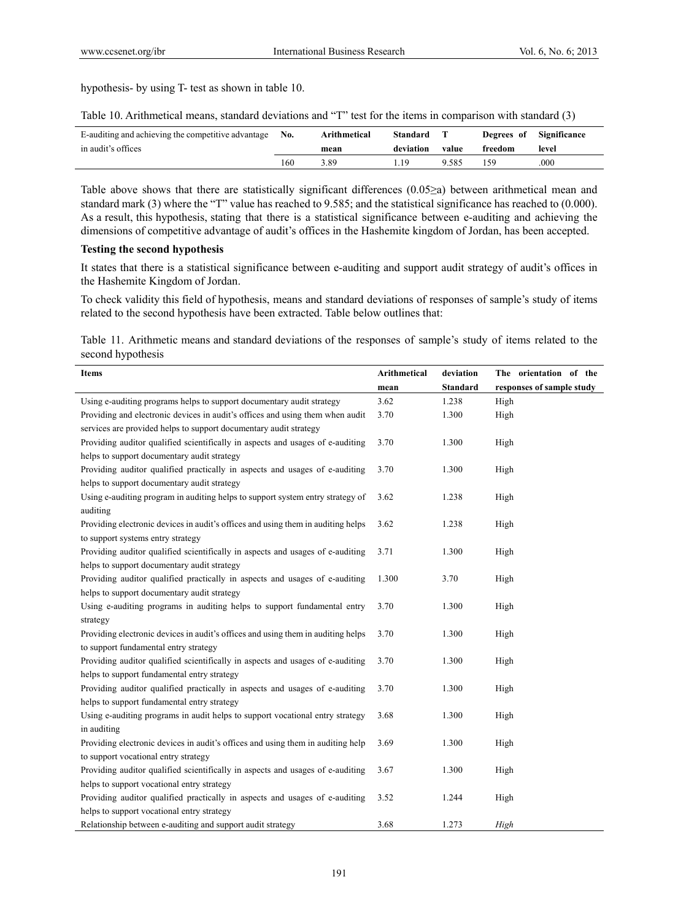hypothesis- by using T- test as shown in table 10.

Table 10. Arithmetical means, standard deviations and "T" test for the items in comparison with standard (3)

| E-auditing and achieving the competitive advantage in audit's offices | No. | Arithmetical mean | Standard deviation | T value | Degrees of freedom | Significance level |
|---|---|---|---|---|---|---|
| | 160 | 3.89 | 1.19 | 9.585 | 159 | .000 |

Table above shows that there are statistically significant differences (0.05≥a) between arithmetical mean and standard mark (3) where the "T" value has reached to 9.585; and the statistical significance has reached to (0.000). As a result, this hypothesis, stating that there is a statistical significance between e-auditing and achieving the dimensions of competitive advantage of audit's offices in the Hashemite kingdom of Jordan, has been accepted.

**Testing the second hypothesis**

It states that there is a statistical significance between e-auditing and support audit strategy of audit's offices in the Hashemite Kingdom of Jordan.

To check validity this field of hypothesis, means and standard deviations of responses of sample's study of items related to the second hypothesis have been extracted. Table below outlines that:

Table 11. Arithmetic means and standard deviations of the responses of sample's study of items related to the second hypothesis

| Items | Arithmetical mean | deviation Standard | The orientation of the responses of sample study |
|---|---|---|---|
| Using e-auditing programs helps to support documentary audit strategy | 3.62 | 1.238 | High |
| Providing and electronic devices in audit's offices and using them when audit services are provided helps to support documentary audit strategy | 3.70 | 1.300 | High |
| Providing auditor qualified scientifically in aspects and usages of e-auditing helps to support documentary audit strategy | 3.70 | 1.300 | High |
| Providing auditor qualified practically in aspects and usages of e-auditing helps to support documentary audit strategy | 3.70 | 1.300 | High |
| Using e-auditing program in auditing helps to support system entry strategy of auditing | 3.62 | 1.238 | High |
| Providing electronic devices in audit's offices and using them in auditing helps to support systems entry strategy | 3.62 | 1.238 | High |
| Providing auditor qualified scientifically in aspects and usages of e-auditing helps to support documentary audit strategy | 3.71 | 1.300 | High |
| Providing auditor qualified practically in aspects and usages of e-auditing helps to support documentary audit strategy | 1.300 | 3.70 | High |
| Using e-auditing programs in auditing helps to support fundamental entry strategy | 3.70 | 1.300 | High |
| Providing electronic devices in audit's offices and using them in auditing helps to support fundamental entry strategy | 3.70 | 1.300 | High |
| Providing auditor qualified scientifically in aspects and usages of e-auditing helps to support fundamental entry strategy | 3.70 | 1.300 | High |
| Providing auditor qualified practically in aspects and usages of e-auditing helps to support fundamental entry strategy | 3.70 | 1.300 | High |
| Using e-auditing programs in audit helps to support vocational entry strategy in auditing | 3.68 | 1.300 | High |
| Providing electronic devices in audit's offices and using them in auditing help to support vocational entry strategy | 3.69 | 1.300 | High |
| Providing auditor qualified scientifically in aspects and usages of e-auditing helps to support vocational entry strategy | 3.67 | 1.300 | High |
| Providing auditor qualified practically in aspects and usages of e-auditing helps to support vocational entry strategy | 3.52 | 1.244 | High |
| Relationship between e-auditing and support audit strategy | 3.68 | 1.273 | *High* |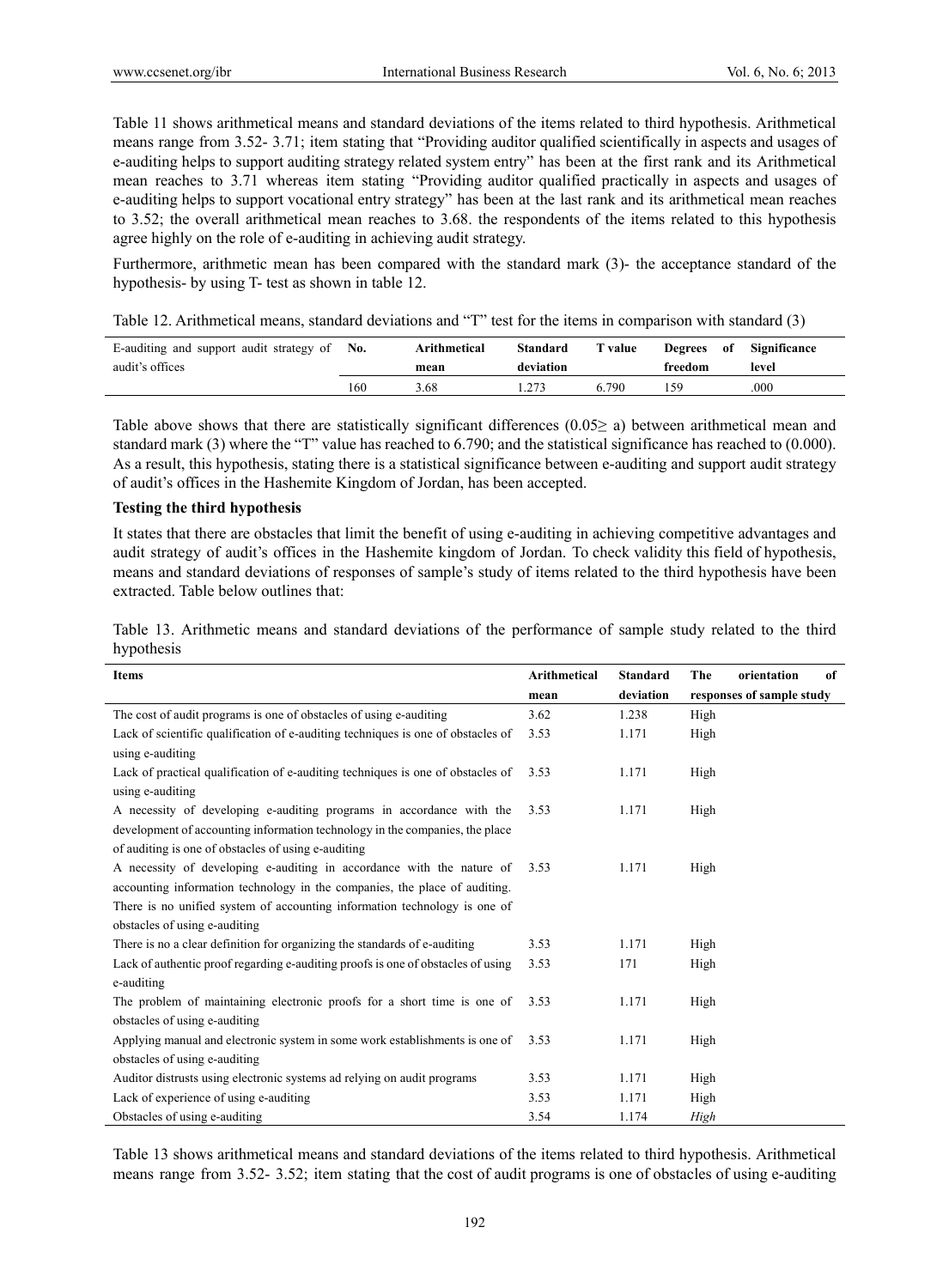Table 11 shows arithmetical means and standard deviations of the items related to third hypothesis. Arithmetical means range from 3.52- 3.71; item stating that "Providing auditor qualified scientifically in aspects and usages of e-auditing helps to support auditing strategy related system entry" has been at the first rank and its Arithmetical mean reaches to 3.71 whereas item stating "Providing auditor qualified practically in aspects and usages of e-auditing helps to support vocational entry strategy" has been at the last rank and its arithmetical mean reaches to 3.52; the overall arithmetical mean reaches to 3.68. the respondents of the items related to this hypothesis agree highly on the role of e-auditing in achieving audit strategy.

Furthermore, arithmetic mean has been compared with the standard mark (3)- the acceptance standard of the hypothesis- by using T- test as shown in table 12.

Table 12. Arithmetical means, standard deviations and "T" test for the items in comparison with standard (3)

| E-auditing and support audit strategy of audit's offices | No. | Arithmetical mean | Standard deviation | T value | Degrees of freedom | Significance level |
|---|---|---|---|---|---|---|
| | 160 | 3.68 | 1.273 | 6.790 | 159 | .000 |

Table above shows that there are statistically significant differences (0.05≥ a) between arithmetical mean and standard mark (3) where the "T" value has reached to 6.790; and the statistical significance has reached to (0.000). As a result, this hypothesis, stating there is a statistical significance between e-auditing and support audit strategy of audit's offices in the Hashemite Kingdom of Jordan, has been accepted.

**Testing the third hypothesis**

It states that there are obstacles that limit the benefit of using e-auditing in achieving competitive advantages and audit strategy of audit's offices in the Hashemite kingdom of Jordan. To check validity this field of hypothesis, means and standard deviations of responses of sample's study of items related to the third hypothesis have been extracted. Table below outlines that:

Table 13. Arithmetic means and standard deviations of the performance of sample study related to the third hypothesis

| Items | Arithmetical mean | Standard deviation | The orientation of responses of sample study |
|---|---|---|---|
| The cost of audit programs is one of obstacles of using e-auditing | 3.62 | 1.238 | High |
| Lack of scientific qualification of e-auditing techniques is one of obstacles of using e-auditing | 3.53 | 1.171 | High |
| Lack of practical qualification of e-auditing techniques is one of obstacles of using e-auditing | 3.53 | 1.171 | High |
| A necessity of developing e-auditing programs in accordance with the development of accounting information technology in the companies, the place of auditing is one of obstacles of using e-auditing | 3.53 | 1.171 | High |
| A necessity of developing e-auditing in accordance with the nature of accounting information technology in the companies, the place of auditing. There is no unified system of accounting information technology is one of obstacles of using e-auditing | 3.53 | 1.171 | High |
| There is no a clear definition for organizing the standards of e-auditing | 3.53 | 1.171 | High |
| Lack of authentic proof regarding e-auditing proofs is one of obstacles of using e-auditing | 3.53 | 171 | High |
| The problem of maintaining electronic proofs for a short time is one of obstacles of using e-auditing | 3.53 | 1.171 | High |
| Applying manual and electronic system in some work establishments is one of obstacles of using e-auditing | 3.53 | 1.171 | High |
| Auditor distrusts using electronic systems ad relying on audit programs | 3.53 | 1.171 | High |
| Lack of experience of using e-auditing | 3.53 | 1.171 | High |
| Obstacles of using e-auditing | 3.54 | 1.174 | *High* |

Table 13 shows arithmetical means and standard deviations of the items related to third hypothesis. Arithmetical means range from 3.52- 3.52; item stating that the cost of audit programs is one of obstacles of using e-auditing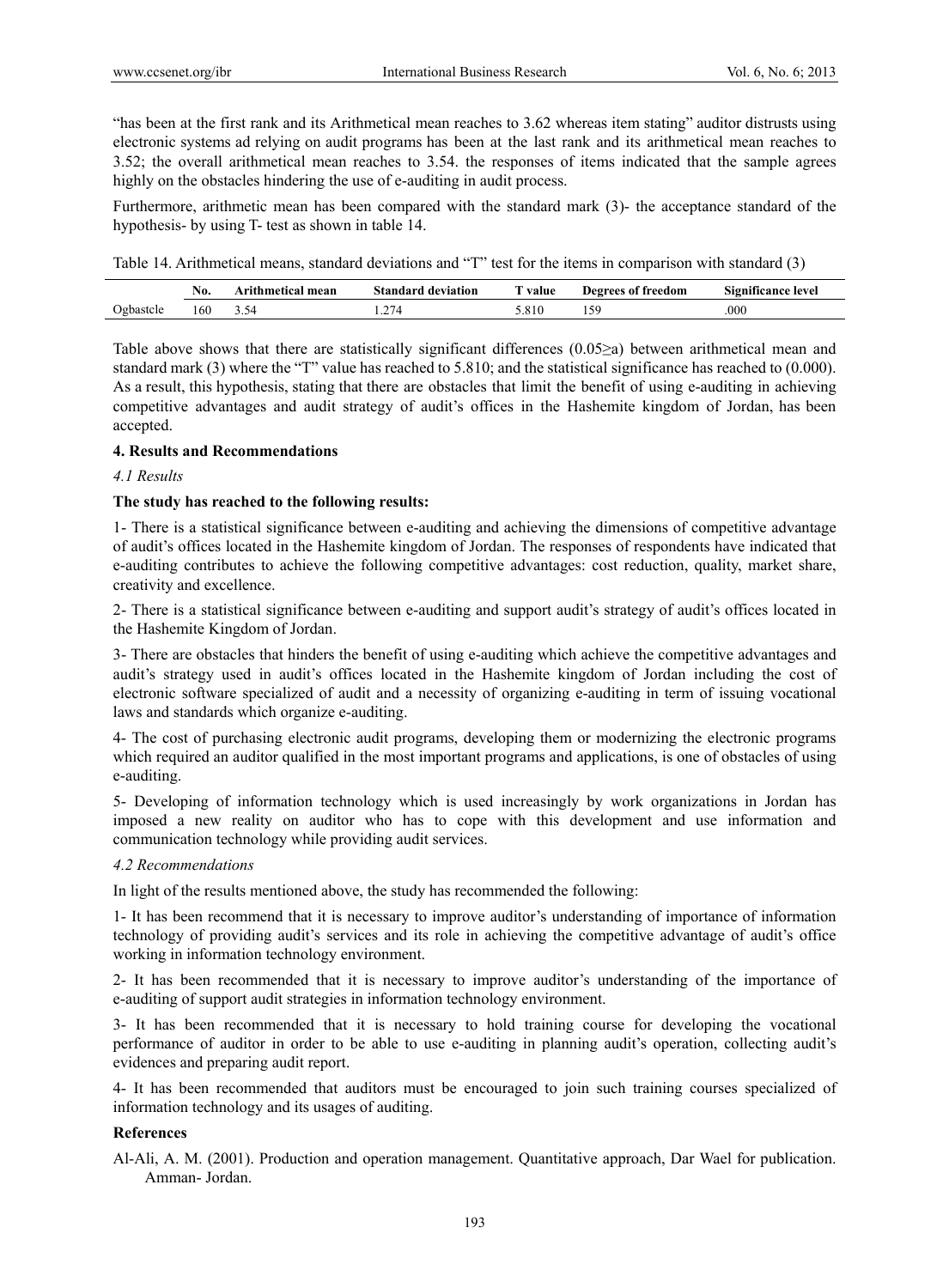"has been at the first rank and its Arithmetical mean reaches to 3.62 whereas item stating" auditor distrusts using electronic systems ad relying on audit programs has been at the last rank and its arithmetical mean reaches to 3.52; the overall arithmetical mean reaches to 3.54. the responses of items indicated that the sample agrees highly on the obstacles hindering the use of e-auditing in audit process.

Furthermore, arithmetic mean has been compared with the standard mark (3)- the acceptance standard of the hypothesis- by using T- test as shown in table 14.

Table 14. Arithmetical means, standard deviations and "T" test for the items in comparison with standard (3)

| | No. | Arithmetical mean | Standard deviation | T value | Degrees of freedom | Significance level |
|---|---|---|---|---|---|---|
| Ogbastcle | 160 | 3.54 | 1.274 | 5.810 | 159 | .000 |

Table above shows that there are statistically significant differences (0.05≥a) between arithmetical mean and standard mark (3) where the "T" value has reached to 5.810; and the statistical significance has reached to (0.000). As a result, this hypothesis, stating that there are obstacles that limit the benefit of using e-auditing in achieving competitive advantages and audit strategy of audit's offices in the Hashemite kingdom of Jordan, has been accepted.

## 4. Results and Recommendations

### *4.1 Results*

**The study has reached to the following results:**

1- There is a statistical significance between e-auditing and achieving the dimensions of competitive advantage of audit's offices located in the Hashemite kingdom of Jordan. The responses of respondents have indicated that e-auditing contributes to achieve the following competitive advantages: cost reduction, quality, market share, creativity and excellence.

2- There is a statistical significance between e-auditing and support audit's strategy of audit's offices located in the Hashemite Kingdom of Jordan.

3- There are obstacles that hinders the benefit of using e-auditing which achieve the competitive advantages and audit's strategy used in audit's offices located in the Hashemite kingdom of Jordan including the cost of electronic software specialized of audit and a necessity of organizing e-auditing in term of issuing vocational laws and standards which organize e-auditing.

4- The cost of purchasing electronic audit programs, developing them or modernizing the electronic programs which required an auditor qualified in the most important programs and applications, is one of obstacles of using e-auditing.

5- Developing of information technology which is used increasingly by work organizations in Jordan has imposed a new reality on auditor who has to cope with this development and use information and communication technology while providing audit services.

### *4.2 Recommendations*

In light of the results mentioned above, the study has recommended the following:

1- It has been recommend that it is necessary to improve auditor's understanding of importance of information technology of providing audit's services and its role in achieving the competitive advantage of audit's office working in information technology environment.

2- It has been recommended that it is necessary to improve auditor's understanding of the importance of e-auditing of support audit strategies in information technology environment.

3- It has been recommended that it is necessary to hold training course for developing the vocational performance of auditor in order to be able to use e-auditing in planning audit's operation, collecting audit's evidences and preparing audit report.

4- It has been recommended that auditors must be encouraged to join such training courses specialized of information technology and its usages of auditing.

## References

Al-Ali, A. M. (2001). Production and operation management. Quantitative approach, Dar Wael for publication. Amman- Jordan.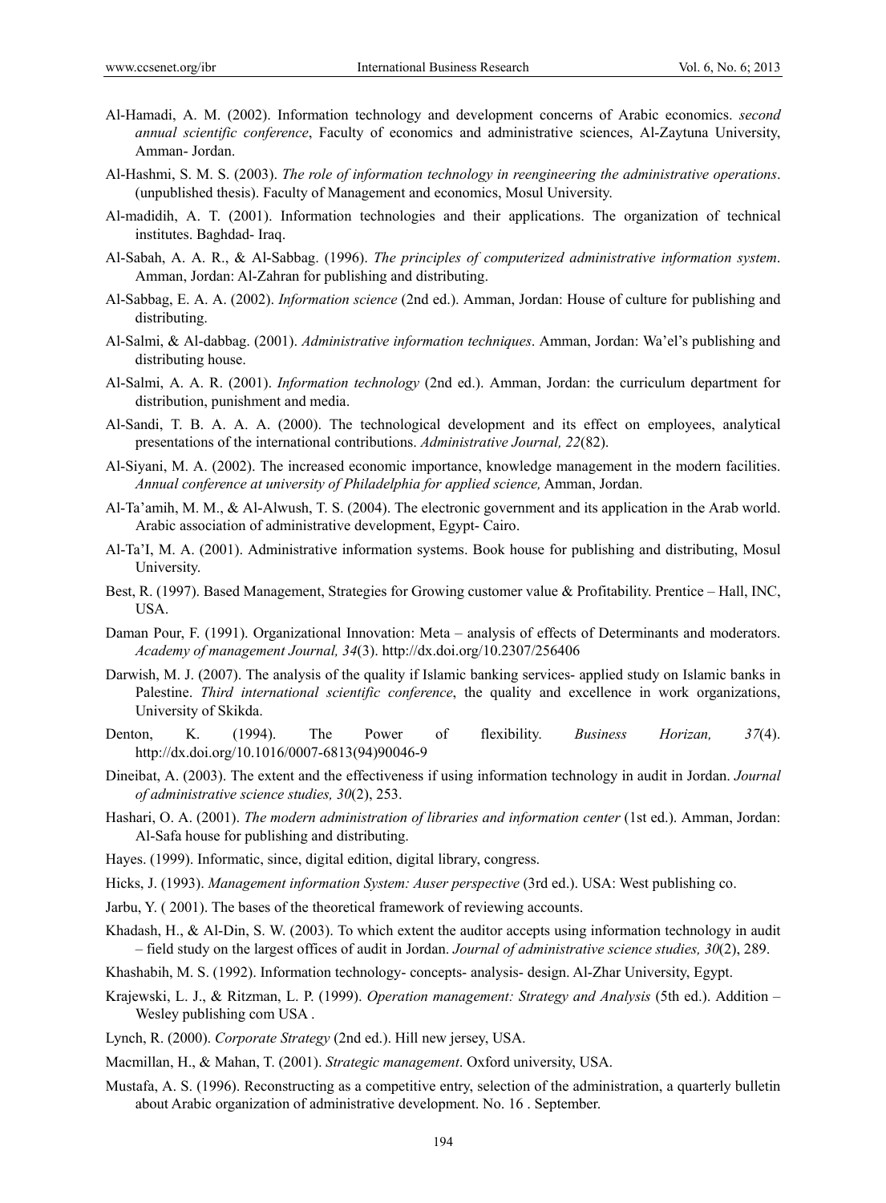Al-Hamadi, A. M. (2002). Information technology and development concerns of Arabic economics. *second annual scientific conference*, Faculty of economics and administrative sciences, Al-Zaytuna University, Amman- Jordan.

Al-Hashmi, S. M. S. (2003). *The role of information technology in reengineering the administrative operations*. (unpublished thesis). Faculty of Management and economics, Mosul University.

Al-madidih, A. T. (2001). Information technologies and their applications. The organization of technical institutes. Baghdad- Iraq.

Al-Sabah, A. A. R., & Al-Sabbag. (1996). *The principles of computerized administrative information system*. Amman, Jordan: Al-Zahran for publishing and distributing.

Al-Sabbag, E. A. A. (2002). *Information science* (2nd ed.). Amman, Jordan: House of culture for publishing and distributing.

Al-Salmi, & Al-dabbag. (2001). *Administrative information techniques*. Amman, Jordan: Wa'el's publishing and distributing house.

Al-Salmi, A. A. R. (2001). *Information technology* (2nd ed.). Amman, Jordan: the curriculum department for distribution, punishment and media.

Al-Sandi, T. B. A. A. A. (2000). The technological development and its effect on employees, analytical presentations of the international contributions. *Administrative Journal, 22*(82).

Al-Siyani, M. A. (2002). The increased economic importance, knowledge management in the modern facilities. *Annual conference at university of Philadelphia for applied science,* Amman, Jordan.

Al-Ta'amih, M. M., & Al-Alwush, T. S. (2004). The electronic government and its application in the Arab world. Arabic association of administrative development, Egypt- Cairo.

Al-Ta'I, M. A. (2001). Administrative information systems. Book house for publishing and distributing, Mosul University.

Best, R. (1997). Based Management, Strategies for Growing customer value & Profitability. Prentice – Hall, INC, USA.

Daman Pour, F. (1991). Organizational Innovation: Meta – analysis of effects of Determinants and moderators. *Academy of management Journal, 34*(3). http://dx.doi.org/10.2307/256406

Darwish, M. J. (2007). The analysis of the quality if Islamic banking services- applied study on Islamic banks in Palestine. *Third international scientific conference*, the quality and excellence in work organizations, University of Skikda.

Denton, K. (1994). The Power of flexibility. *Business Horizan, 37*(4). http://dx.doi.org/10.1016/0007-6813(94)90046-9

Dineibat, A. (2003). The extent and the effectiveness if using information technology in audit in Jordan. *Journal of administrative science studies, 30*(2), 253.

Hashari, O. A. (2001). *The modern administration of libraries and information center* (1st ed.). Amman, Jordan: Al-Safa house for publishing and distributing.

Hayes. (1999). Informatic, since, digital edition, digital library, congress.

Hicks, J. (1993). *Management information System: Auser perspective* (3rd ed.). USA: West publishing co.

Jarbu, Y. ( 2001). The bases of the theoretical framework of reviewing accounts.

Khadash, H., & Al-Din, S. W. (2003). To which extent the auditor accepts using information technology in audit – field study on the largest offices of audit in Jordan. *Journal of administrative science studies, 30*(2), 289.

Khashabih, M. S. (1992). Information technology- concepts- analysis- design. Al-Zhar University, Egypt.

Krajewski, L. J., & Ritzman, L. P. (1999). *Operation management: Strategy and Analysis* (5th ed.). Addition – Wesley publishing com USA .

Lynch, R. (2000). *Corporate Strategy* (2nd ed.). Hill new jersey, USA.

Macmillan, H., & Mahan, T. (2001). *Strategic management*. Oxford university, USA.

Mustafa, A. S. (1996). Reconstructing as a competitive entry, selection of the administration, a quarterly bulletin about Arabic organization of administrative development. No. 16 . September.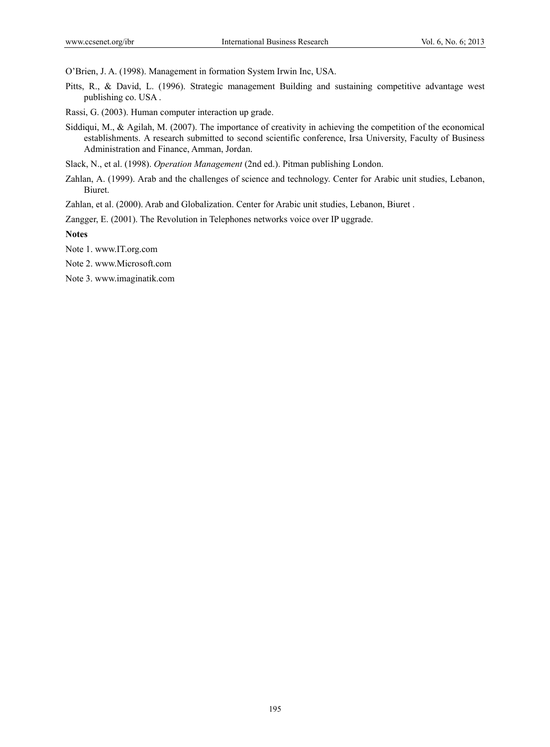O'Brien, J. A. (1998). Management in formation System Irwin Inc, USA.

Pitts, R., & David, L. (1996). Strategic management Building and sustaining competitive advantage west publishing co. USA .

Rassi, G. (2003). Human computer interaction up grade.

Siddiqui, M., & Agilah, M. (2007). The importance of creativity in achieving the competition of the economical establishments. A research submitted to second scientific conference, Irsa University, Faculty of Business Administration and Finance, Amman, Jordan.

Slack, N., et al. (1998). *Operation Management* (2nd ed.). Pitman publishing London.

Zahlan, A. (1999). Arab and the challenges of science and technology. Center for Arabic unit studies, Lebanon, Biuret.

Zahlan, et al. (2000). Arab and Globalization. Center for Arabic unit studies, Lebanon, Biuret .

Zangger, E. (2001). The Revolution in Telephones networks voice over IP uggrade.

**Notes**

Note 1. www.IT.org.com

Note 2. www.Microsoft.com

Note 3. www.imaginatik.com